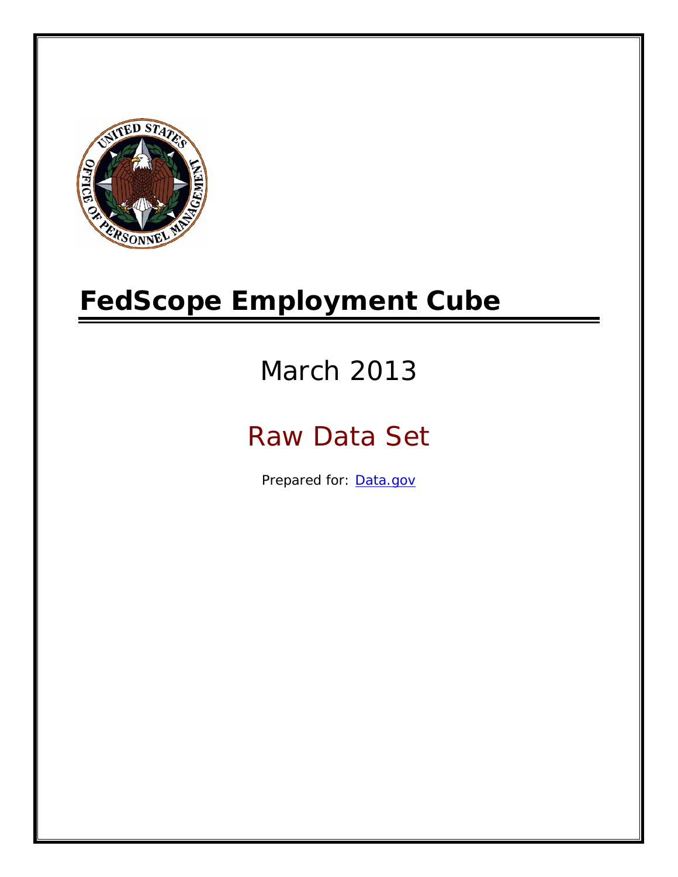# FedScope Employment Cube

March 2013

Raw Data Set

Prepared for: [Data.gov](Data.gov)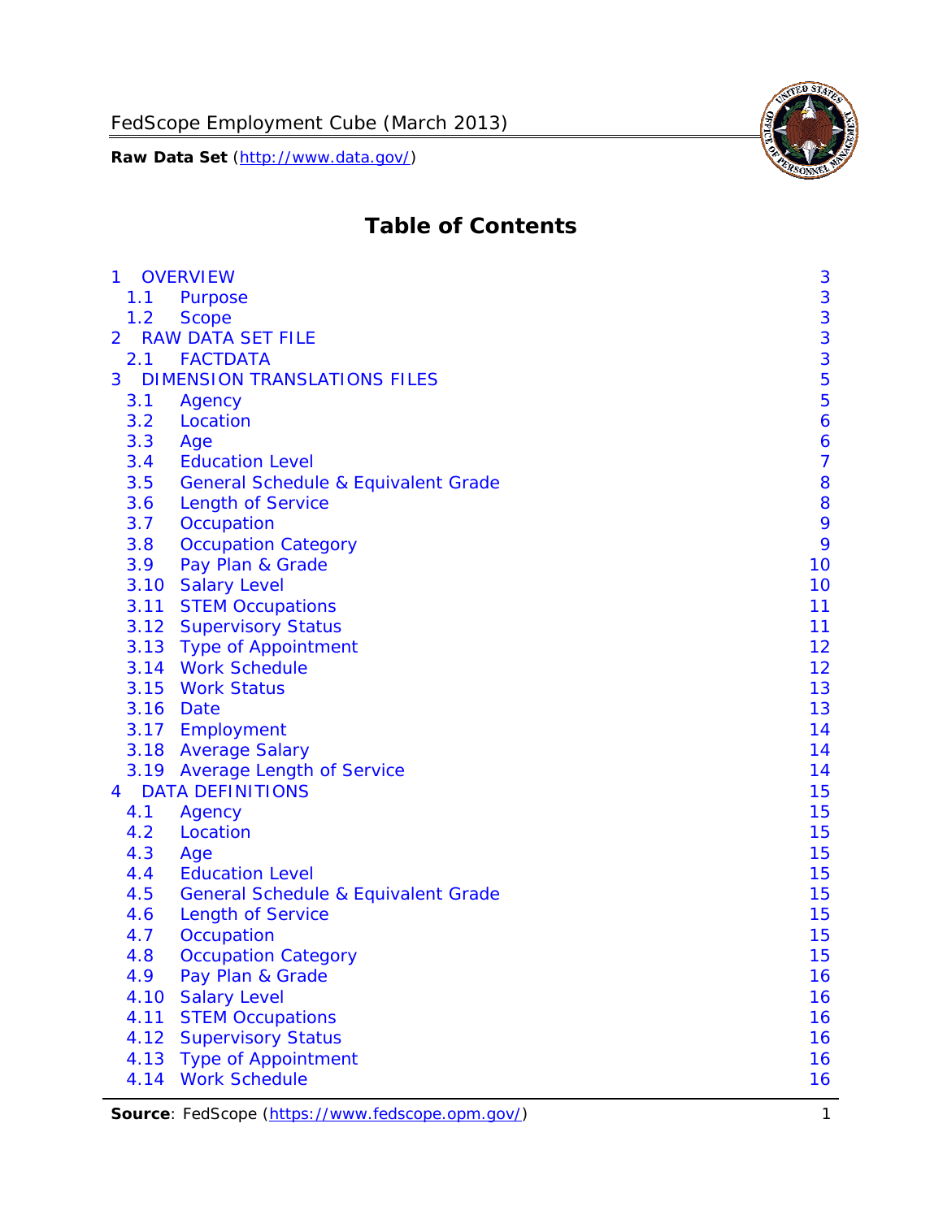# Table of Contents

| | | |
|---|---|---|
| 1 | OVERVIEW | 3 |
| 1.1 | Purpose | 3 |
| 1.2 | Scope | 3 |
| 2 | RAW DATA SET FILE | 3 |
| 2.1 | FACTDATA | 3 |
| 3 | DIMENSION TRANSLATIONS FILES | 5 |
| 3.1 | Agency | 5 |
| 3.2 | Location | 6 |
| 3.3 | Age | 6 |
| 3.4 | Education Level | 7 |
| 3.5 | General Schedule & Equivalent Grade | 8 |
| 3.6 | Length of Service | 8 |
| 3.7 | Occupation | 9 |
| 3.8 | Occupation Category | 9 |
| 3.9 | Pay Plan & Grade | 10 |
| 3.10 | Salary Level | 10 |
| 3.11 | STEM Occupations | 11 |
| 3.12 | Supervisory Status | 11 |
| 3.13 | Type of Appointment | 12 |
| 3.14 | Work Schedule | 12 |
| 3.15 | Work Status | 13 |
| 3.16 | Date | 13 |
| 3.17 | Employment | 14 |
| 3.18 | Average Salary | 14 |
| 3.19 | Average Length of Service | 14 |
| 4 | DATA DEFINITIONS | 15 |
| 4.1 | Agency | 15 |
| 4.2 | Location | 15 |
| 4.3 | Age | 15 |
| 4.4 | Education Level | 15 |
| 4.5 | General Schedule & Equivalent Grade | 15 |
| 4.6 | Length of Service | 15 |
| 4.7 | Occupation | 15 |
| 4.8 | Occupation Category | 15 |
| 4.9 | Pay Plan & Grade | 16 |
| 4.10 | Salary Level | 16 |
| 4.11 | STEM Occupations | 16 |
| 4.12 | Supervisory Status | 16 |
| 4.13 | Type of Appointment | 16 |
| 4.14 | Work Schedule | 16 |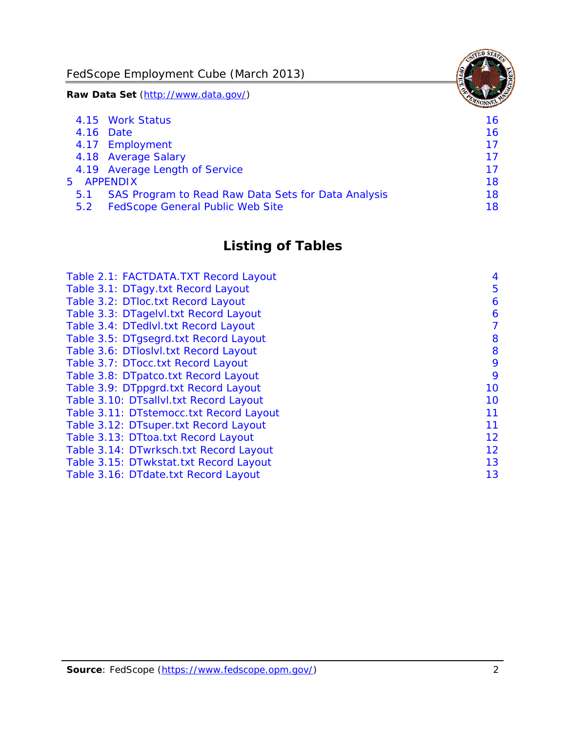4.15 Work Status 16
4.16 Date 16
4.17 Employment 17
4.18 Average Salary 17
4.19 Average Length of Service 17
5 APPENDIX 18
5.1 SAS Program to Read Raw Data Sets for Data Analysis 18
5.2 FedScope General Public Web Site 18

## Listing of Tables

Table 2.1: FACTDATA.TXT Record Layout 4
Table 3.1: DTagy.txt Record Layout 5
Table 3.2: DTloc.txt Record Layout 6
Table 3.3: DTagelvl.txt Record Layout 6
Table 3.4: DTedlvl.txt Record Layout 7
Table 3.5: DTgsegrd.txt Record Layout 8
Table 3.6: DTloslvl.txt Record Layout 8
Table 3.7: DTocc.txt Record Layout 9
Table 3.8: DTpatco.txt Record Layout 9
Table 3.9: DTppgrd.txt Record Layout 10
Table 3.10: DTsallvl.txt Record Layout 10
Table 3.11: DTstemocc.txt Record Layout 11
Table 3.12: DTsuper.txt Record Layout 11
Table 3.13: DTtoa.txt Record Layout 12
Table 3.14: DTwrksch.txt Record Layout 12
Table 3.15: DTwkstat.txt Record Layout 13
Table 3.16: DTdate.txt Record Layout 13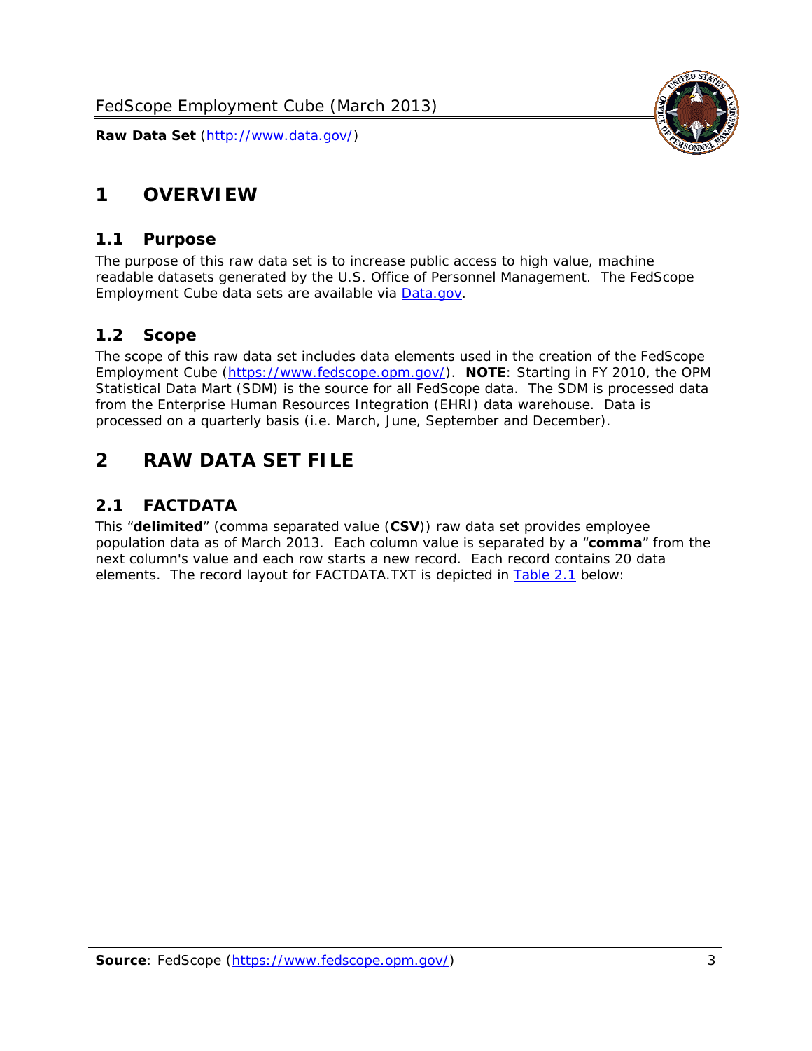# 1 OVERVIEW

## 1.1 Purpose

The purpose of this raw data set is to increase public access to high value, machine readable datasets generated by the U.S. Office of Personnel Management. The FedScope Employment Cube data sets are available via [Data.gov](http://www.data.gov/).

## 1.2 Scope

The scope of this raw data set includes data elements used in the creation of the FedScope Employment Cube ([https://www.fedscope.opm.gov/](https://www.fedscope.opm.gov/)). **NOTE**: Starting in FY 2010, the OPM Statistical Data Mart (SDM) is the source for all FedScope data. The SDM is processed data from the Enterprise Human Resources Integration (EHRI) data warehouse. Data is processed on a quarterly basis (i.e. March, June, September and December).

# 2 RAW DATA SET FILE

## 2.1 FACTDATA

This "**delimited**" (comma separated value (**CSV**)) raw data set provides employee population data as of March 2013. Each column value is separated by a "**comma**" from the next column's value and each row starts a new record. Each record contains 20 data elements. The record layout for FACTDATA.TXT is depicted in Table 2.1 below: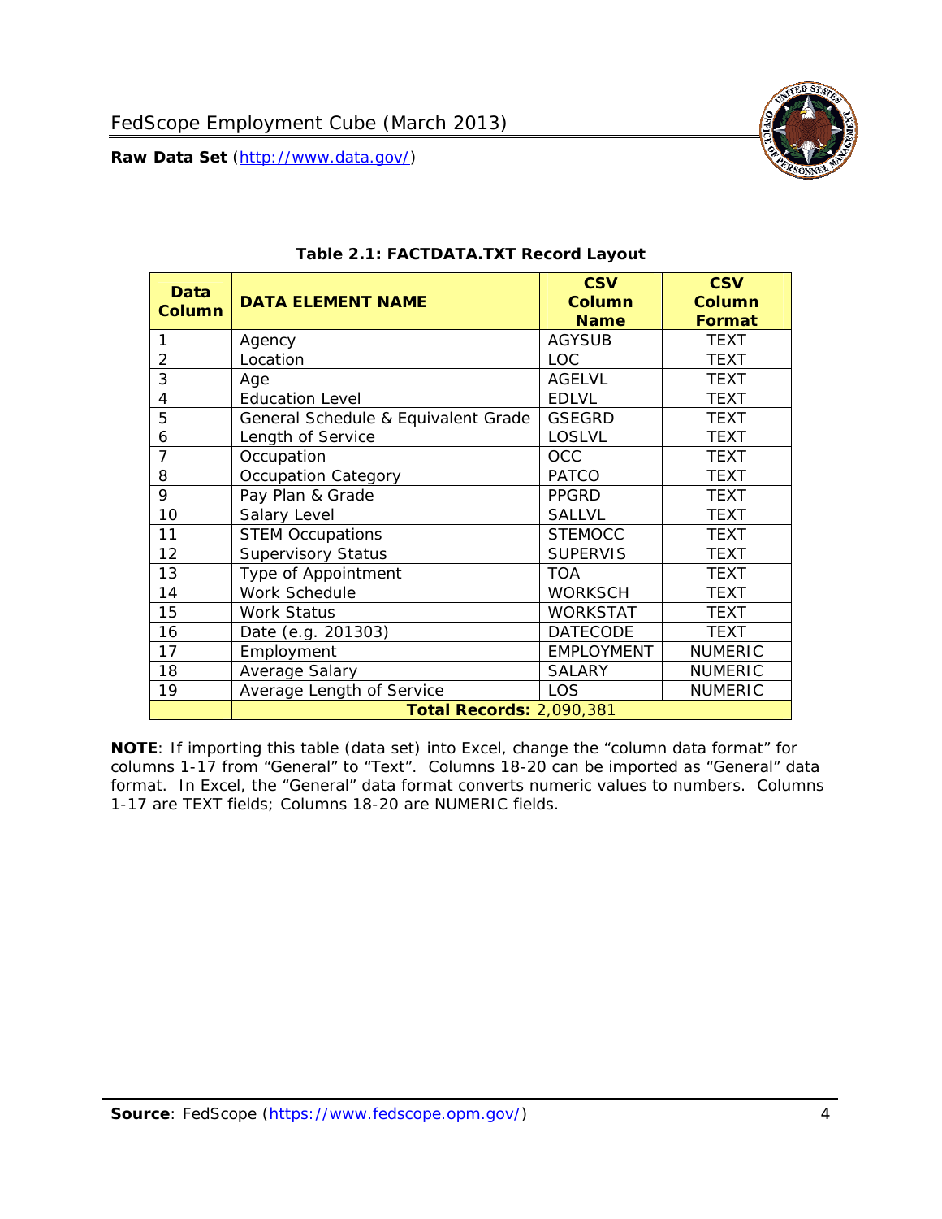**Table 2.1: FACTDATA.TXT Record Layout**

| Data Column | DATA ELEMENT NAME | CSV Column Name | CSV Column Format |
|---|---|---|---|
| 1 | Agency | AGYSUB | TEXT |
| 2 | Location | LOC | TEXT |
| 3 | Age | AGELVL | TEXT |
| 4 | Education Level | EDLVL | TEXT |
| 5 | General Schedule & Equivalent Grade | GSEGRD | TEXT |
| 6 | Length of Service | LOSLVL | TEXT |
| 7 | Occupation | OCC | TEXT |
| 8 | Occupation Category | PATCO | TEXT |
| 9 | Pay Plan & Grade | PPGRD | TEXT |
| 10 | Salary Level | SALLVL | TEXT |
| 11 | STEM Occupations | STEMOCC | TEXT |
| 12 | Supervisory Status | SUPERVIS | TEXT |
| 13 | Type of Appointment | TOA | TEXT |
| 14 | Work Schedule | WORKSCH | TEXT |
| 15 | Work Status | WORKSTAT | TEXT |
| 16 | Date (e.g. 201303) | DATECODE | TEXT |
| 17 | Employment | EMPLOYMENT | NUMERIC |
| 18 | Average Salary | SALARY | NUMERIC |
| 19 | Average Length of Service | LOS | NUMERIC |
| | **Total Records:** 2,090,381 | | |

**NOTE**: If importing this table (data set) into Excel, change the "column data format" for columns 1-17 from "General" to "Text". Columns 18-20 can be imported as "General" data format. In Excel, the "General" data format converts numeric values to numbers. Columns 1-17 are TEXT fields; Columns 18-20 are NUMERIC fields.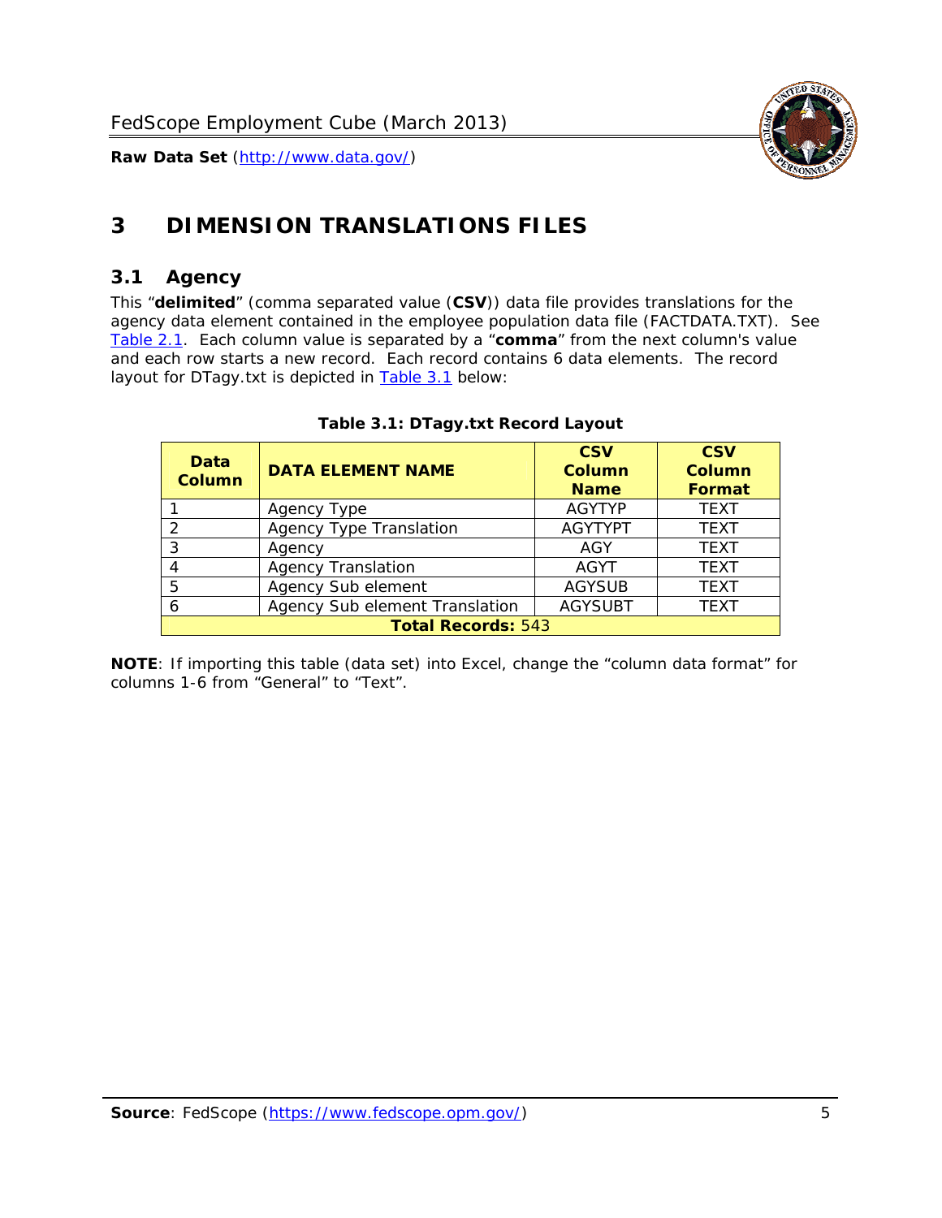# 3 DIMENSION TRANSLATIONS FILES

## 3.1 Agency

This "**delimited**" (comma separated value (**CSV**)) data file provides translations for the agency data element contained in the employee population data file (FACTDATA.TXT). See Table 2.1. Each column value is separated by a "**comma**" from the next column's value and each row starts a new record. Each record contains 6 data elements. The record layout for DTagy.txt is depicted in Table 3.1 below:

**Table 3.1: DTagy.txt Record Layout**

| Data Column | DATA ELEMENT NAME | CSV Column Name | CSV Column Format |
|---|---|---|---|
| 1 | Agency Type | AGYTYP | TEXT |
| 2 | Agency Type Translation | AGYTYPT | TEXT |
| 3 | Agency | AGY | TEXT |
| 4 | Agency Translation | AGYT | TEXT |
| 5 | Agency Sub element | AGYSUB | TEXT |
| 6 | Agency Sub element Translation | AGYSUBT | TEXT |
| **Total Records:** 543 | | | |

**NOTE**: If importing this table (data set) into Excel, change the "column data format" for columns 1-6 from "General" to "Text".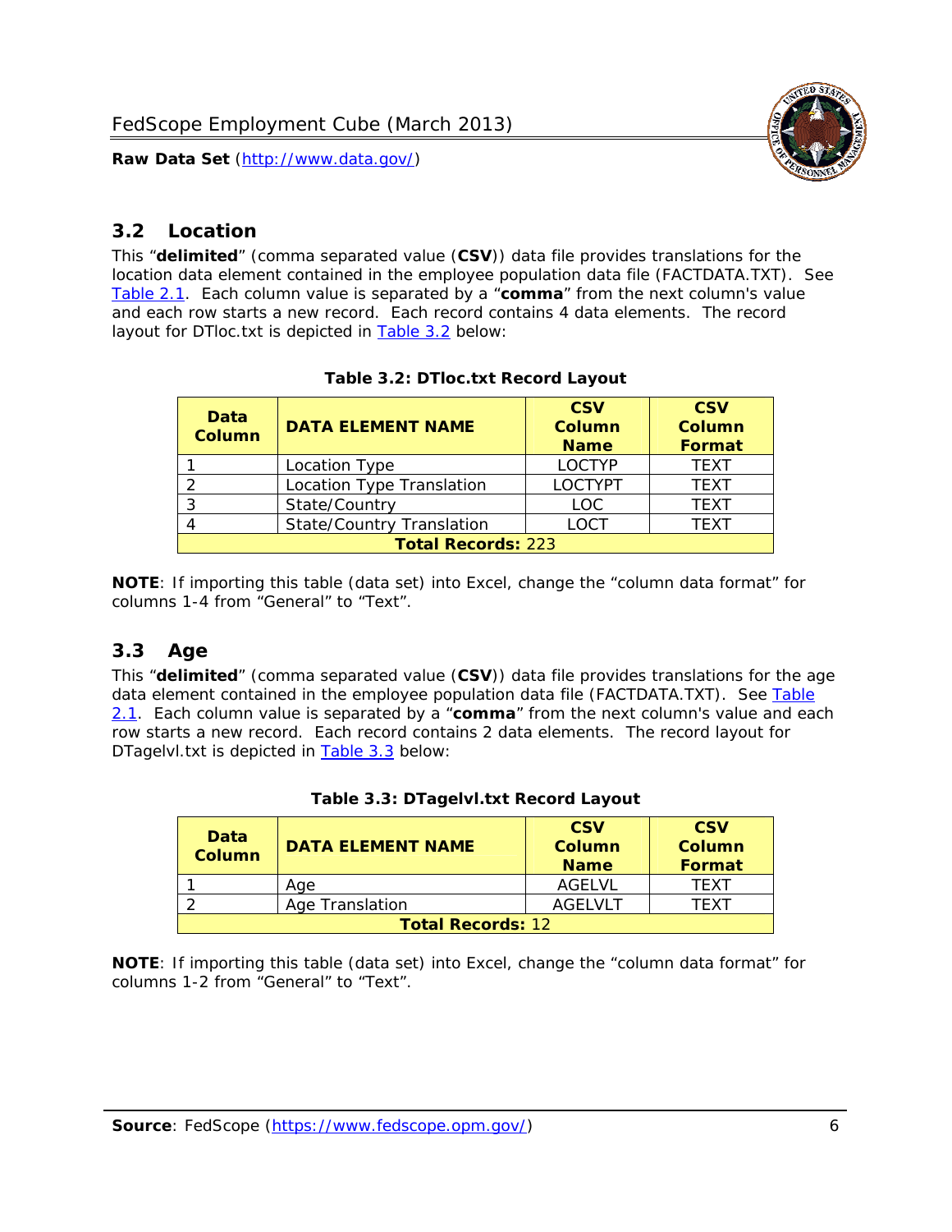## 3.2 Location

This "**delimited**" (comma separated value (**CSV**)) data file provides translations for the location data element contained in the employee population data file (FACTDATA.TXT). See Table 2.1. Each column value is separated by a "**comma**" from the next column's value and each row starts a new record. Each record contains 4 data elements. The record layout for DTloc.txt is depicted in Table 3.2 below:

**Table 3.2: DTloc.txt Record Layout**

| Data Column | DATA ELEMENT NAME | CSV Column Name | CSV Column Format |
|---|---|---|---|
| 1 | Location Type | LOCTYP | TEXT |
| 2 | Location Type Translation | LOCTYPT | TEXT |
| 3 | State/Country | LOC | TEXT |
| 4 | State/Country Translation | LOCT | TEXT |
| **Total Records:** 223 | | | |

**NOTE**: If importing this table (data set) into Excel, change the "column data format" for columns 1-4 from "General" to "Text".

## 3.3 Age

This "**delimited**" (comma separated value (**CSV**)) data file provides translations for the age data element contained in the employee population data file (FACTDATA.TXT). See Table 2.1. Each column value is separated by a "**comma**" from the next column's value and each row starts a new record. Each record contains 2 data elements. The record layout for DTagelvl.txt is depicted in Table 3.3 below:

**Table 3.3: DTagelvl.txt Record Layout**

| Data Column | DATA ELEMENT NAME | CSV Column Name | CSV Column Format |
|---|---|---|---|
| 1 | Age | AGELVL | TEXT |
| 2 | Age Translation | AGELVLT | TEXT |
| **Total Records:** 12 | | | |

**NOTE**: If importing this table (data set) into Excel, change the "column data format" for columns 1-2 from "General" to "Text".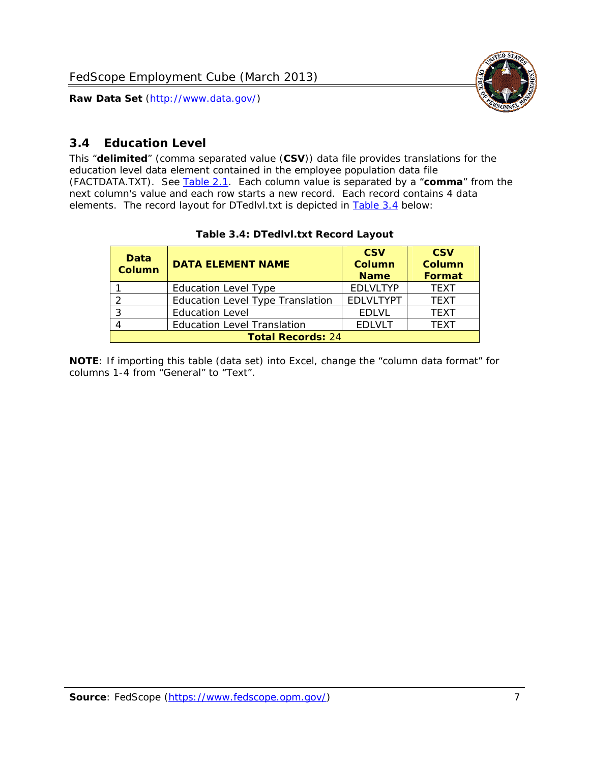## 3.4 Education Level

This "**delimited**" (comma separated value (**CSV**)) data file provides translations for the education level data element contained in the employee population data file (FACTDATA.TXT). See [Table 2.1](). Each column value is separated by a "**comma**" from the next column's value and each row starts a new record. Each record contains 4 data elements. The record layout for DTedlvl.txt is depicted in [Table 3.4]() below:

**Table 3.4: DTedlvl.txt Record Layout**

| Data Column | DATA ELEMENT NAME | CSV Column Name | CSV Column Format |
|---|---|---|---|
| 1 | Education Level Type | EDLVLTYP | TEXT |
| 2 | Education Level Type Translation | EDLVLTYPT | TEXT |
| 3 | Education Level | EDLVL | TEXT |
| 4 | Education Level Translation | EDLVLT | TEXT |
| **Total Records:** 24 | | | |

**NOTE**: If importing this table (data set) into Excel, change the "column data format" for columns 1-4 from "General" to "Text".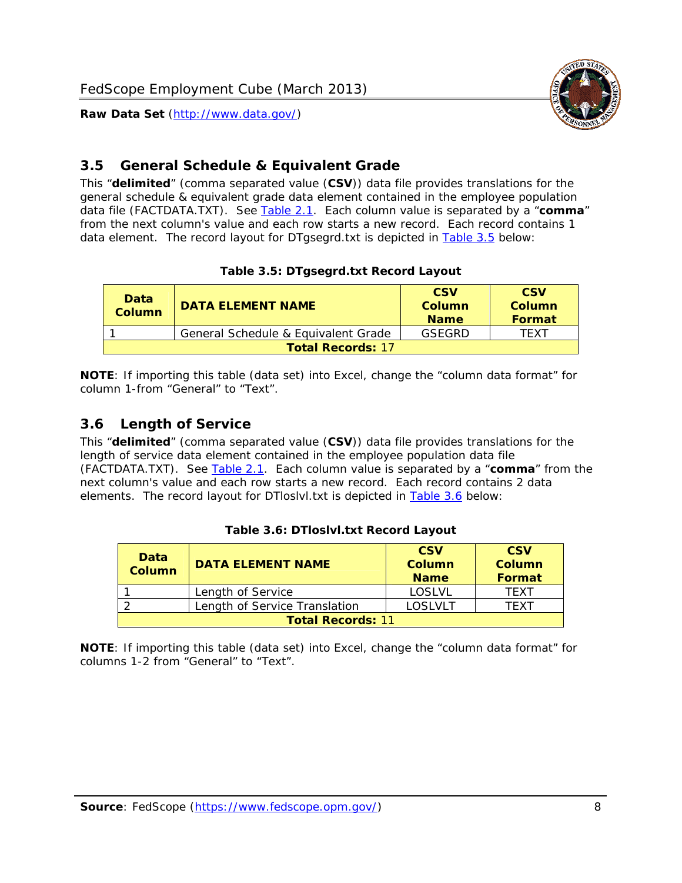## 3.5 General Schedule & Equivalent Grade

This "**delimited**" (comma separated value (**CSV**)) data file provides translations for the general schedule & equivalent grade data element contained in the employee population data file (FACTDATA.TXT). See Table 2.1. Each column value is separated by a "**comma**" from the next column's value and each row starts a new record. Each record contains 1 data element. The record layout for DTgsegrd.txt is depicted in Table 3.5 below:

**Table 3.5: DTgsegrd.txt Record Layout**

| Data Column | DATA ELEMENT NAME | CSV Column Name | CSV Column Format |
|---|---|---|---|
| 1 | General Schedule & Equivalent Grade | GSEGRD | TEXT |
| **Total Records:** 17 | | | |

**NOTE**: If importing this table (data set) into Excel, change the "column data format" for column 1-from "General" to "Text".

## 3.6 Length of Service

This "**delimited**" (comma separated value (**CSV**)) data file provides translations for the length of service data element contained in the employee population data file (FACTDATA.TXT). See Table 2.1. Each column value is separated by a "**comma**" from the next column's value and each row starts a new record. Each record contains 2 data elements. The record layout for DTloslvl.txt is depicted in Table 3.6 below:

**Table 3.6: DTloslvl.txt Record Layout**

| Data Column | DATA ELEMENT NAME | CSV Column Name | CSV Column Format |
|---|---|---|---|
| 1 | Length of Service | LOSLVL | TEXT |
| 2 | Length of Service Translation | LOSLVLT | TEXT |
| **Total Records:** 11 | | | |

**NOTE**: If importing this table (data set) into Excel, change the "column data format" for columns 1-2 from "General" to "Text".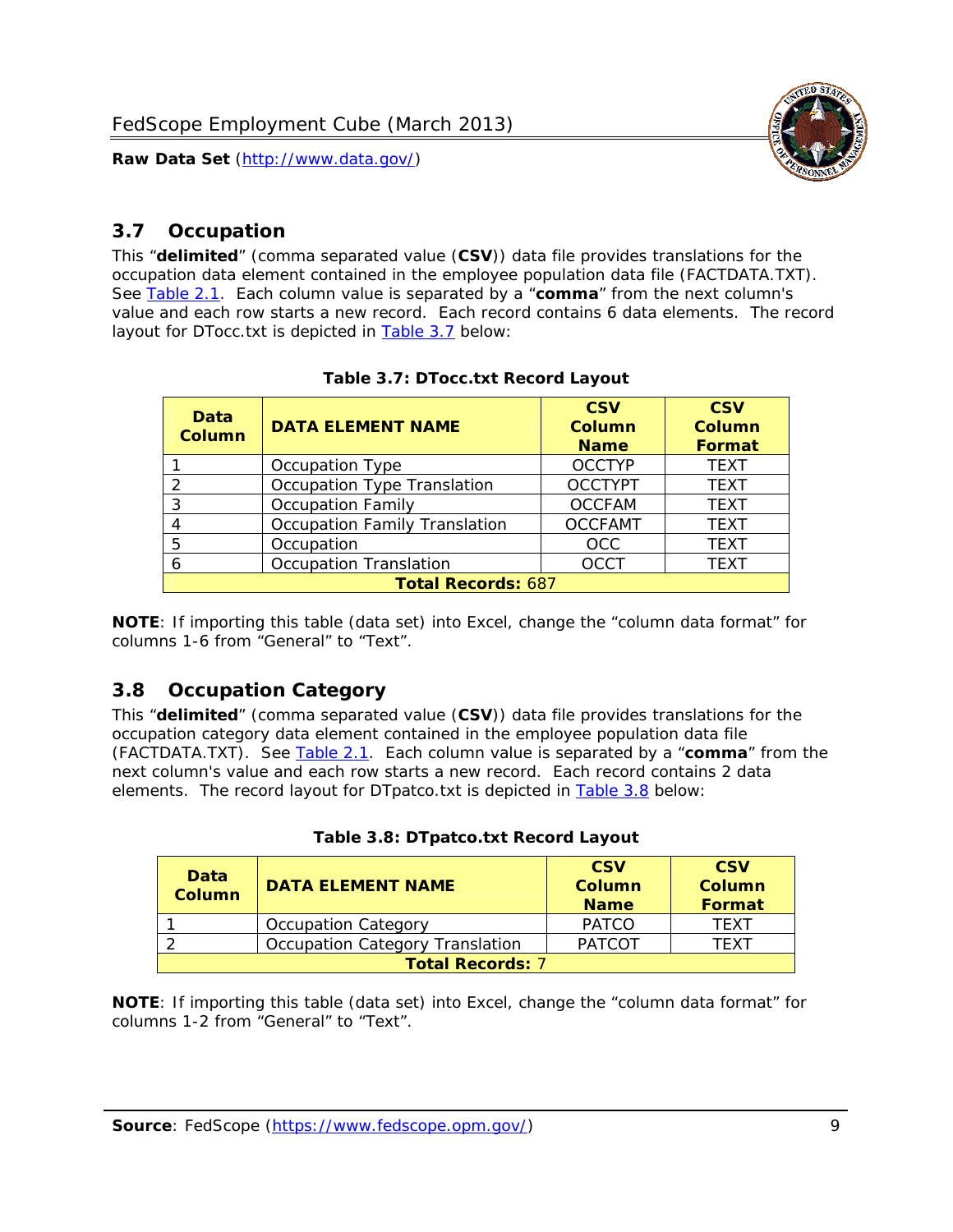## 3.7 Occupation

This "**delimited**" (comma separated value (**CSV**)) data file provides translations for the occupation data element contained in the employee population data file (FACTDATA.TXT). See Table 2.1. Each column value is separated by a "**comma**" from the next column's value and each row starts a new record. Each record contains 6 data elements. The record layout for DTocc.txt is depicted in Table 3.7 below:

**Table 3.7: DTocc.txt Record Layout**

| Data Column | DATA ELEMENT NAME | CSV Column Name | CSV Column Format |
|---|---|---|---|
| 1 | Occupation Type | OCCTYP | TEXT |
| 2 | Occupation Type Translation | OCCTYPT | TEXT |
| 3 | Occupation Family | OCCFAM | TEXT |
| 4 | Occupation Family Translation | OCCFAMT | TEXT |
| 5 | Occupation | OCC | TEXT |
| 6 | Occupation Translation | OCCT | TEXT |
| **Total Records:** 687 | | | |

**NOTE**: If importing this table (data set) into Excel, change the "column data format" for columns 1-6 from "General" to "Text".

## 3.8 Occupation Category

This "**delimited**" (comma separated value (**CSV**)) data file provides translations for the occupation category data element contained in the employee population data file (FACTDATA.TXT). See Table 2.1. Each column value is separated by a "**comma**" from the next column's value and each row starts a new record. Each record contains 2 data elements. The record layout for DTpatco.txt is depicted in Table 3.8 below:

**Table 3.8: DTpatco.txt Record Layout**

| Data Column | DATA ELEMENT NAME | CSV Column Name | CSV Column Format |
|---|---|---|---|
| 1 | Occupation Category | PATCO | TEXT |
| 2 | Occupation Category Translation | PATCOT | TEXT |
| **Total Records:** 7 | | | |

**NOTE**: If importing this table (data set) into Excel, change the "column data format" for columns 1-2 from "General" to "Text".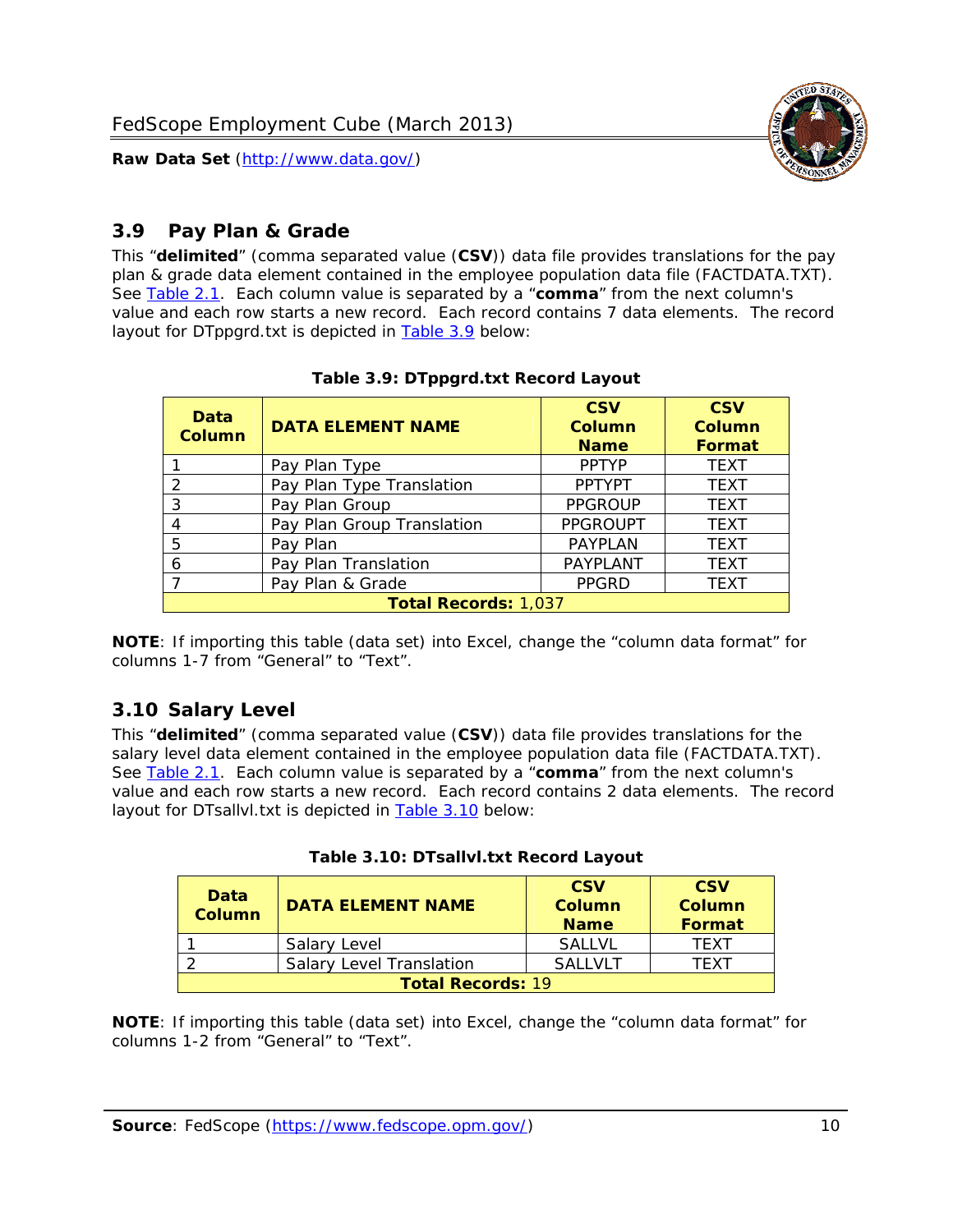## 3.9 Pay Plan & Grade

This "**delimited**" (comma separated value (**CSV**)) data file provides translations for the pay plan & grade data element contained in the employee population data file (FACTDATA.TXT). See Table 2.1. Each column value is separated by a "**comma**" from the next column's value and each row starts a new record. Each record contains 7 data elements. The record layout for DTppgrd.txt is depicted in Table 3.9 below:

**Table 3.9: DTppgrd.txt Record Layout**

| Data Column | DATA ELEMENT NAME | CSV Column Name | CSV Column Format |
|---|---|---|---|
| 1 | Pay Plan Type | PPTYP | TEXT |
| 2 | Pay Plan Type Translation | PPTYPT | TEXT |
| 3 | Pay Plan Group | PPGROUP | TEXT |
| 4 | Pay Plan Group Translation | PPGROUPT | TEXT |
| 5 | Pay Plan | PAYPLAN | TEXT |
| 6 | Pay Plan Translation | PAYPLANT | TEXT |
| 7 | Pay Plan & Grade | PPGRD | TEXT |
| **Total Records:** 1,037 | | | |

**NOTE**: If importing this table (data set) into Excel, change the "column data format" for columns 1-7 from "General" to "Text".

## 3.10 Salary Level

This "**delimited**" (comma separated value (**CSV**)) data file provides translations for the salary level data element contained in the employee population data file (FACTDATA.TXT). See Table 2.1. Each column value is separated by a "**comma**" from the next column's value and each row starts a new record. Each record contains 2 data elements. The record layout for DTsallvl.txt is depicted in Table 3.10 below:

**Table 3.10: DTsallvl.txt Record Layout**

| Data Column | DATA ELEMENT NAME | CSV Column Name | CSV Column Format |
|---|---|---|---|
| 1 | Salary Level | SALLVL | TEXT |
| 2 | Salary Level Translation | SALLVLT | TEXT |
| **Total Records:** 19 | | | |

**NOTE**: If importing this table (data set) into Excel, change the "column data format" for columns 1-2 from "General" to "Text".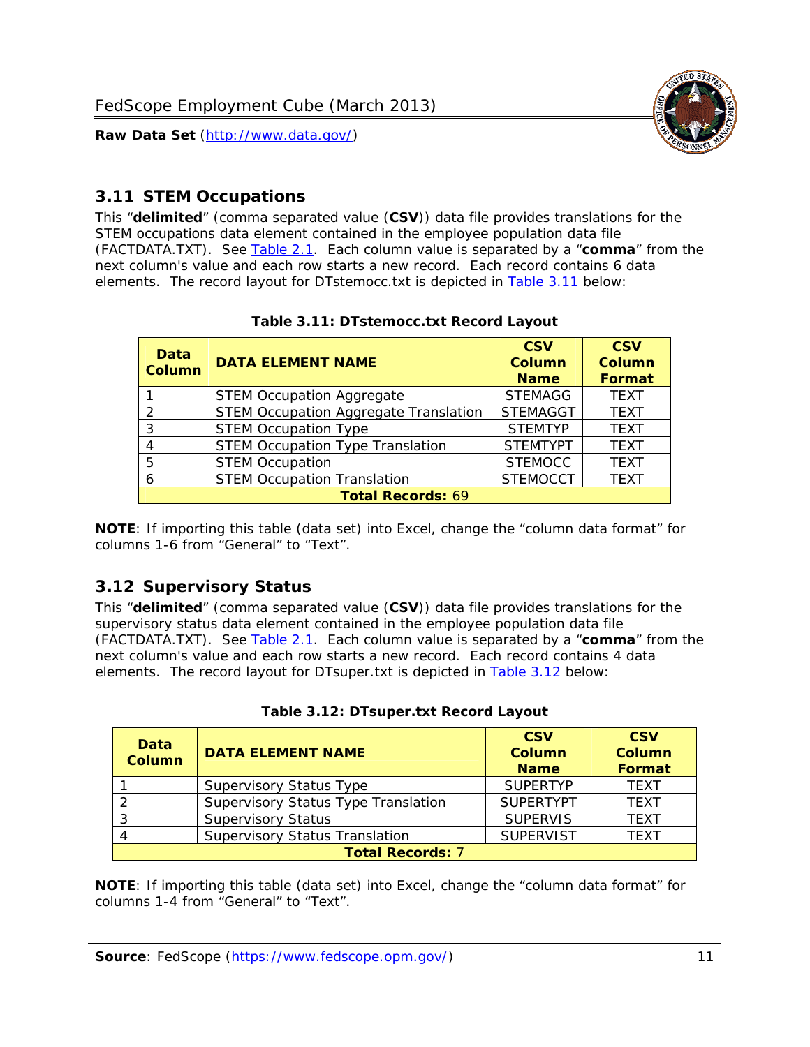## 3.11 STEM Occupations

This "**delimited**" (comma separated value (**CSV**)) data file provides translations for the STEM occupations data element contained in the employee population data file (FACTDATA.TXT). See Table 2.1. Each column value is separated by a "**comma**" from the next column's value and each row starts a new record. Each record contains 6 data elements. The record layout for DTstemocc.txt is depicted in Table 3.11 below:

**Table 3.11: DTstemocc.txt Record Layout**

| Data Column | DATA ELEMENT NAME | CSV Column Name | CSV Column Format |
|---|---|---|---|
| 1 | STEM Occupation Aggregate | STEMAGG | TEXT |
| 2 | STEM Occupation Aggregate Translation | STEMAGGT | TEXT |
| 3 | STEM Occupation Type | STEMTYP | TEXT |
| 4 | STEM Occupation Type Translation | STEMTYPT | TEXT |
| 5 | STEM Occupation | STEMOCC | TEXT |
| 6 | STEM Occupation Translation | STEMOCCT | TEXT |
| **Total Records: 69** | | | |

**NOTE**: If importing this table (data set) into Excel, change the "column data format" for columns 1-6 from "General" to "Text".

## 3.12 Supervisory Status

This "**delimited**" (comma separated value (**CSV**)) data file provides translations for the supervisory status data element contained in the employee population data file (FACTDATA.TXT). See Table 2.1. Each column value is separated by a "**comma**" from the next column's value and each row starts a new record. Each record contains 4 data elements. The record layout for DTsuper.txt is depicted in Table 3.12 below:

**Table 3.12: DTsuper.txt Record Layout**

| Data Column | DATA ELEMENT NAME | CSV Column Name | CSV Column Format |
|---|---|---|---|
| 1 | Supervisory Status Type | SUPERTYP | TEXT |
| 2 | Supervisory Status Type Translation | SUPERTYPT | TEXT |
| 3 | Supervisory Status | SUPERVIS | TEXT |
| 4 | Supervisory Status Translation | SUPERVIST | TEXT |
| **Total Records: 7** | | | |

**NOTE**: If importing this table (data set) into Excel, change the "column data format" for columns 1-4 from "General" to "Text".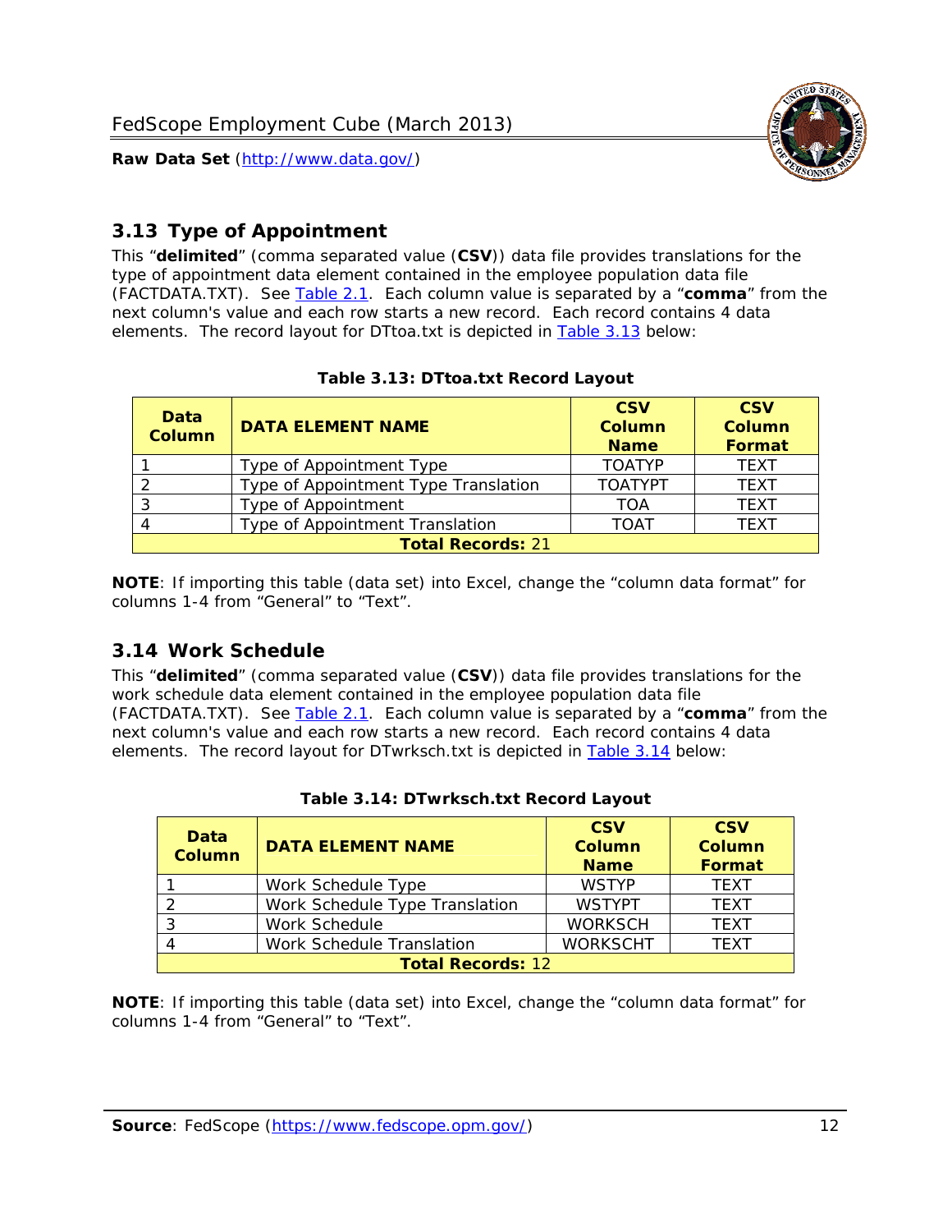## 3.13 Type of Appointment

This "**delimited**" (comma separated value (**CSV**)) data file provides translations for the type of appointment data element contained in the employee population data file (FACTDATA.TXT). See Table 2.1. Each column value is separated by a "**comma**" from the next column's value and each row starts a new record. Each record contains 4 data elements. The record layout for DTtoa.txt is depicted in Table 3.13 below:

**Table 3.13: DTtoa.txt Record Layout**

| Data Column | DATA ELEMENT NAME | CSV Column Name | CSV Column Format |
|---|---|---|---|
| 1 | Type of Appointment Type | TOATYP | TEXT |
| 2 | Type of Appointment Type Translation | TOATYPT | TEXT |
| 3 | Type of Appointment | TOA | TEXT |
| 4 | Type of Appointment Translation | TOAT | TEXT |
| **Total Records:** 21 | | | |

**NOTE**: If importing this table (data set) into Excel, change the "column data format" for columns 1-4 from "General" to "Text".

## 3.14 Work Schedule

This "**delimited**" (comma separated value (**CSV**)) data file provides translations for the work schedule data element contained in the employee population data file (FACTDATA.TXT). See Table 2.1. Each column value is separated by a "**comma**" from the next column's value and each row starts a new record. Each record contains 4 data elements. The record layout for DTwrksch.txt is depicted in Table 3.14 below:

**Table 3.14: DTwrksch.txt Record Layout**

| Data Column | DATA ELEMENT NAME | CSV Column Name | CSV Column Format |
|---|---|---|---|
| 1 | Work Schedule Type | WSTYP | TEXT |
| 2 | Work Schedule Type Translation | WSTYPT | TEXT |
| 3 | Work Schedule | WORKSCH | TEXT |
| 4 | Work Schedule Translation | WORKSCHT | TEXT |
| **Total Records:** 12 | | | |

**NOTE**: If importing this table (data set) into Excel, change the "column data format" for columns 1-4 from "General" to "Text".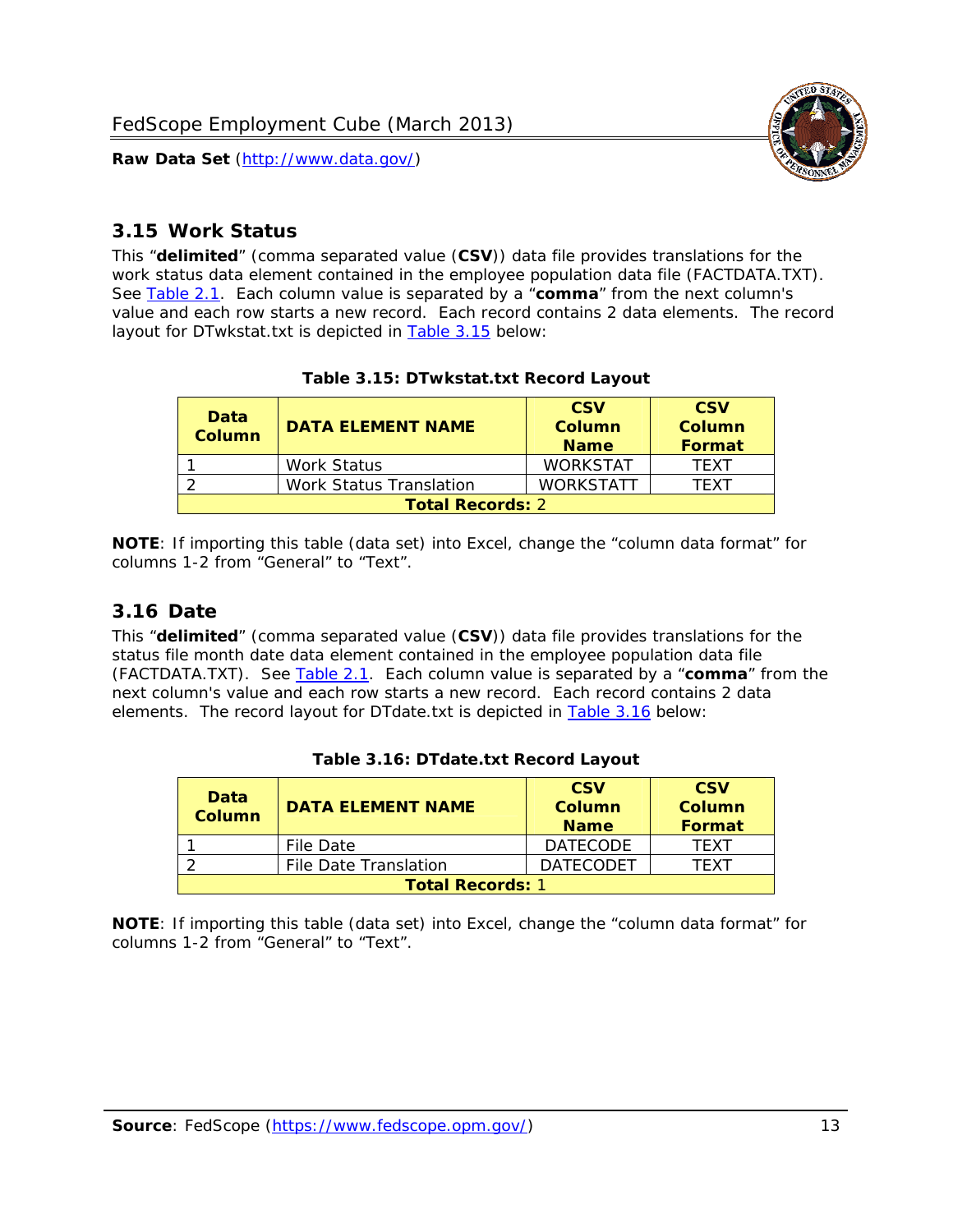## 3.15 Work Status

This "**delimited**" (comma separated value (**CSV**)) data file provides translations for the work status data element contained in the employee population data file (FACTDATA.TXT). See Table 2.1. Each column value is separated by a "**comma**" from the next column's value and each row starts a new record. Each record contains 2 data elements. The record layout for DTwkstat.txt is depicted in Table 3.15 below:

**Table 3.15: DTwkstat.txt Record Layout**

| Data Column | DATA ELEMENT NAME | CSV Column Name | CSV Column Format |
|---|---|---|---|
| 1 | Work Status | WORKSTAT | TEXT |
| 2 | Work Status Translation | WORKSTATT | TEXT |
| **Total Records:** 2 | | | |

**NOTE**: If importing this table (data set) into Excel, change the "column data format" for columns 1-2 from "General" to "Text".

## 3.16 Date

This "**delimited**" (comma separated value (**CSV**)) data file provides translations for the status file month date data element contained in the employee population data file (FACTDATA.TXT). See Table 2.1. Each column value is separated by a "**comma**" from the next column's value and each row starts a new record. Each record contains 2 data elements. The record layout for DTdate.txt is depicted in Table 3.16 below:

**Table 3.16: DTdate.txt Record Layout**

| Data Column | DATA ELEMENT NAME | CSV Column Name | CSV Column Format |
|---|---|---|---|
| 1 | File Date | DATECODE | TEXT |
| 2 | File Date Translation | DATECODET | TEXT |
| **Total Records:** 1 | | | |

**NOTE**: If importing this table (data set) into Excel, change the "column data format" for columns 1-2 from "General" to "Text".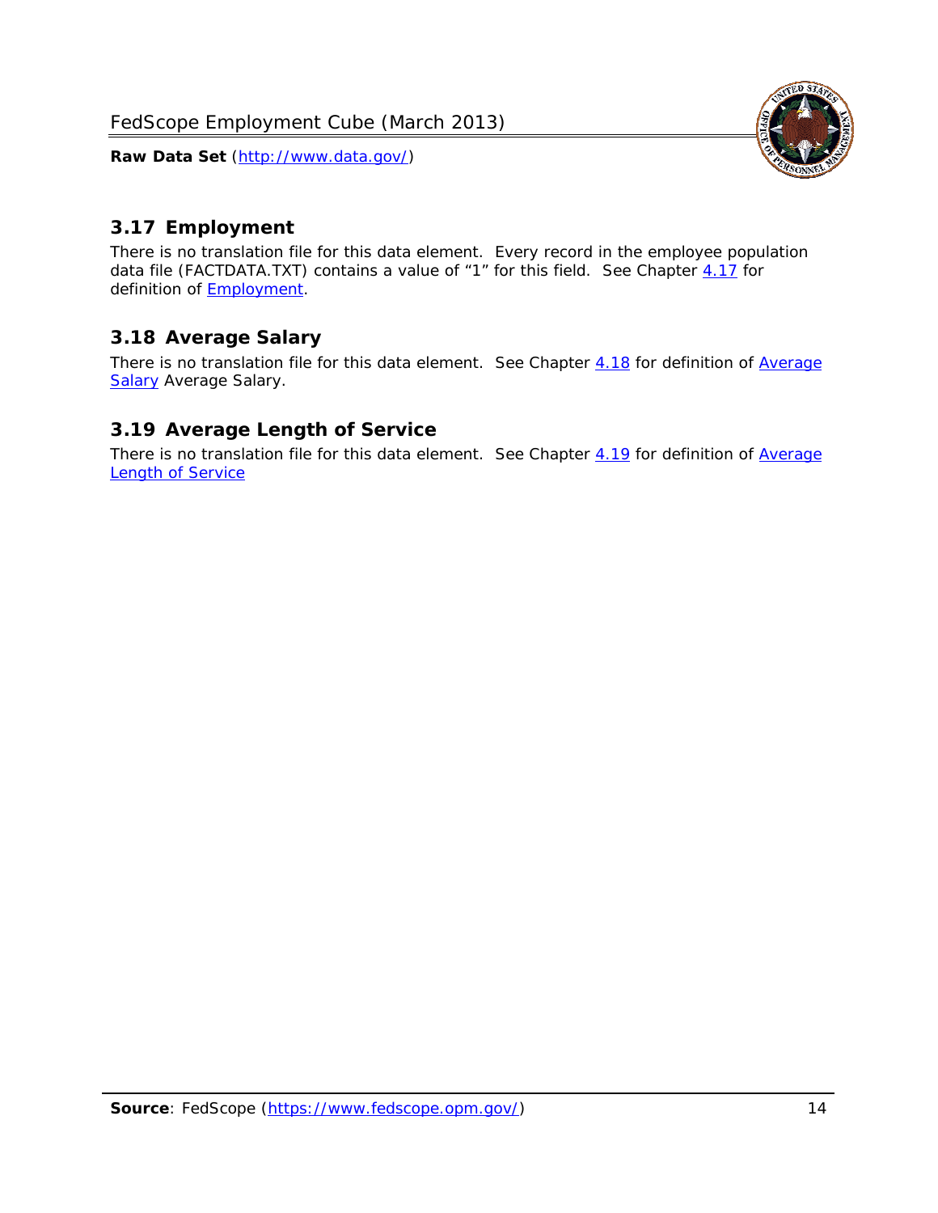## 3.17 Employment

There is no translation file for this data element. Every record in the employee population data file (FACTDATA.TXT) contains a value of "1" for this field. See Chapter 4.17 for definition of Employment.

## 3.18 Average Salary

There is no translation file for this data element. See Chapter 4.18 for definition of Average Salary Average Salary.

## 3.19 Average Length of Service

There is no translation file for this data element. See Chapter 4.19 for definition of Average Length of Service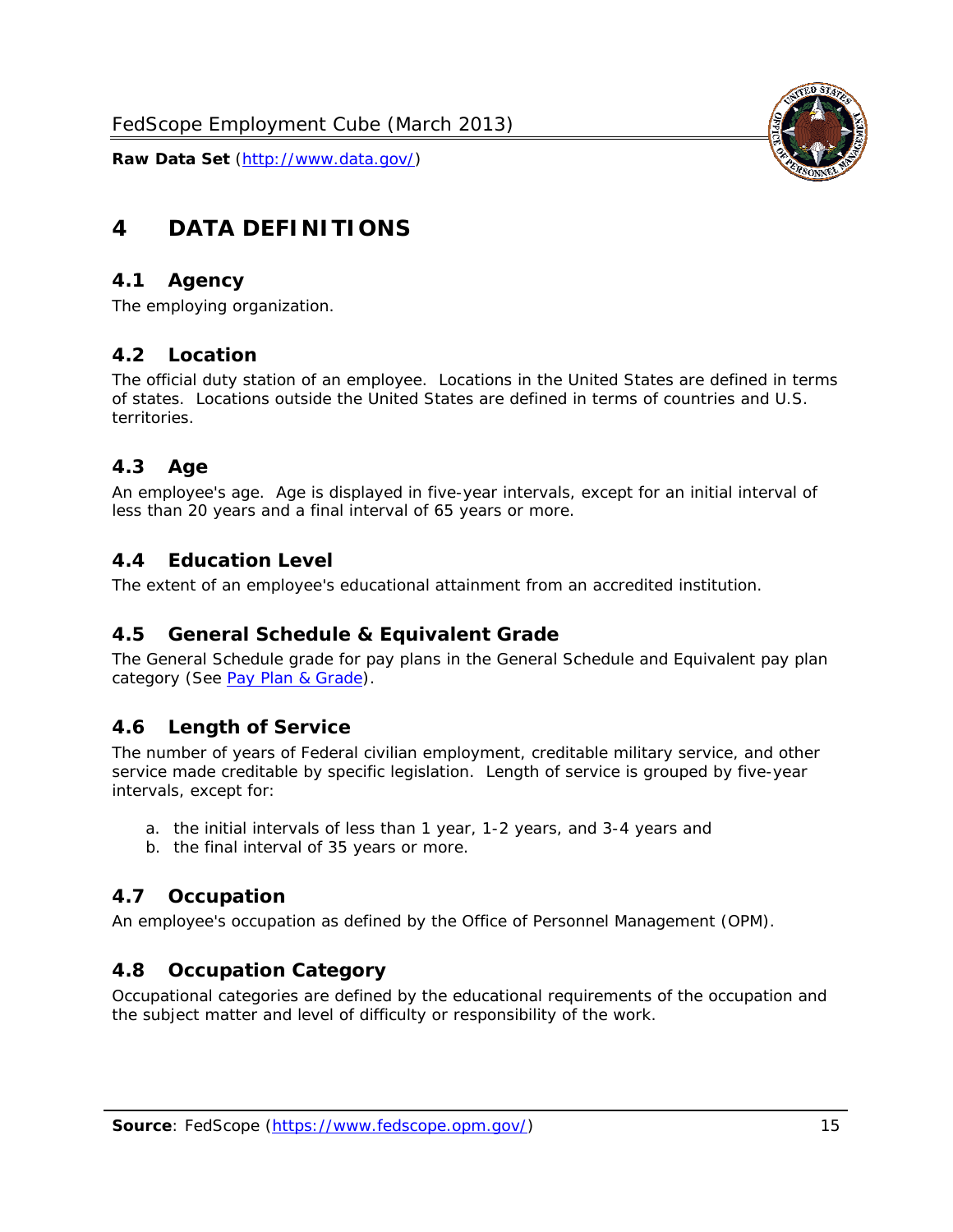# 4 DATA DEFINITIONS

## 4.1 Agency

The employing organization.

## 4.2 Location

The official duty station of an employee. Locations in the United States are defined in terms of states. Locations outside the United States are defined in terms of countries and U.S. territories.

## 4.3 Age

An employee's age. Age is displayed in five-year intervals, except for an initial interval of less than 20 years and a final interval of 65 years or more.

## 4.4 Education Level

The extent of an employee's educational attainment from an accredited institution.

## 4.5 General Schedule & Equivalent Grade

The General Schedule grade for pay plans in the General Schedule and Equivalent pay plan category (See Pay Plan & Grade).

## 4.6 Length of Service

The number of years of Federal civilian employment, creditable military service, and other service made creditable by specific legislation. Length of service is grouped by five-year intervals, except for:

a. the initial intervals of less than 1 year, 1-2 years, and 3-4 years and
b. the final interval of 35 years or more.

## 4.7 Occupation

An employee's occupation as defined by the Office of Personnel Management (OPM).

## 4.8 Occupation Category

Occupational categories are defined by the educational requirements of the occupation and the subject matter and level of difficulty or responsibility of the work.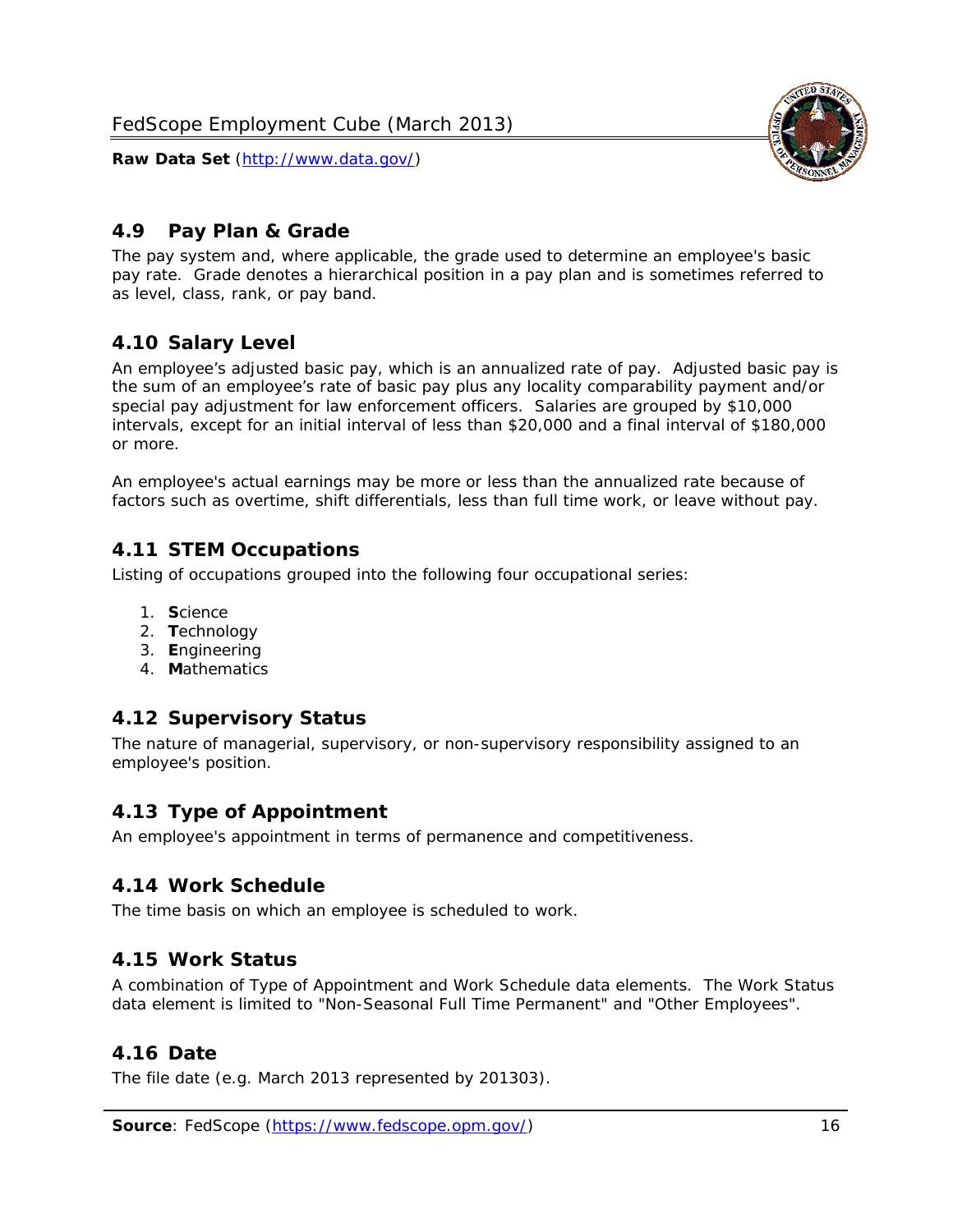## 4.9 Pay Plan & Grade

The pay system and, where applicable, the grade used to determine an employee's basic pay rate. Grade denotes a hierarchical position in a pay plan and is sometimes referred to as level, class, rank, or pay band.

## 4.10 Salary Level

An employee's adjusted basic pay, which is an annualized rate of pay. Adjusted basic pay is the sum of an employee's rate of basic pay plus any locality comparability payment and/or special pay adjustment for law enforcement officers. Salaries are grouped by $10,000 intervals, except for an initial interval of less than $20,000 and a final interval of $180,000 or more.

An employee's actual earnings may be more or less than the annualized rate because of factors such as overtime, shift differentials, less than full time work, or leave without pay.

## 4.11 STEM Occupations

Listing of occupations grouped into the following four occupational series:

1. **S**cience
2. **T**echnology
3. **E**ngineering
4. **M**athematics

## 4.12 Supervisory Status

The nature of managerial, supervisory, or non-supervisory responsibility assigned to an employee's position.

## 4.13 Type of Appointment

An employee's appointment in terms of permanence and competitiveness.

## 4.14 Work Schedule

The time basis on which an employee is scheduled to work.

## 4.15 Work Status

A combination of Type of Appointment and Work Schedule data elements. The Work Status data element is limited to "Non-Seasonal Full Time Permanent" and "Other Employees".

## 4.16 Date

The file date (e.g. March 2013 represented by 201303).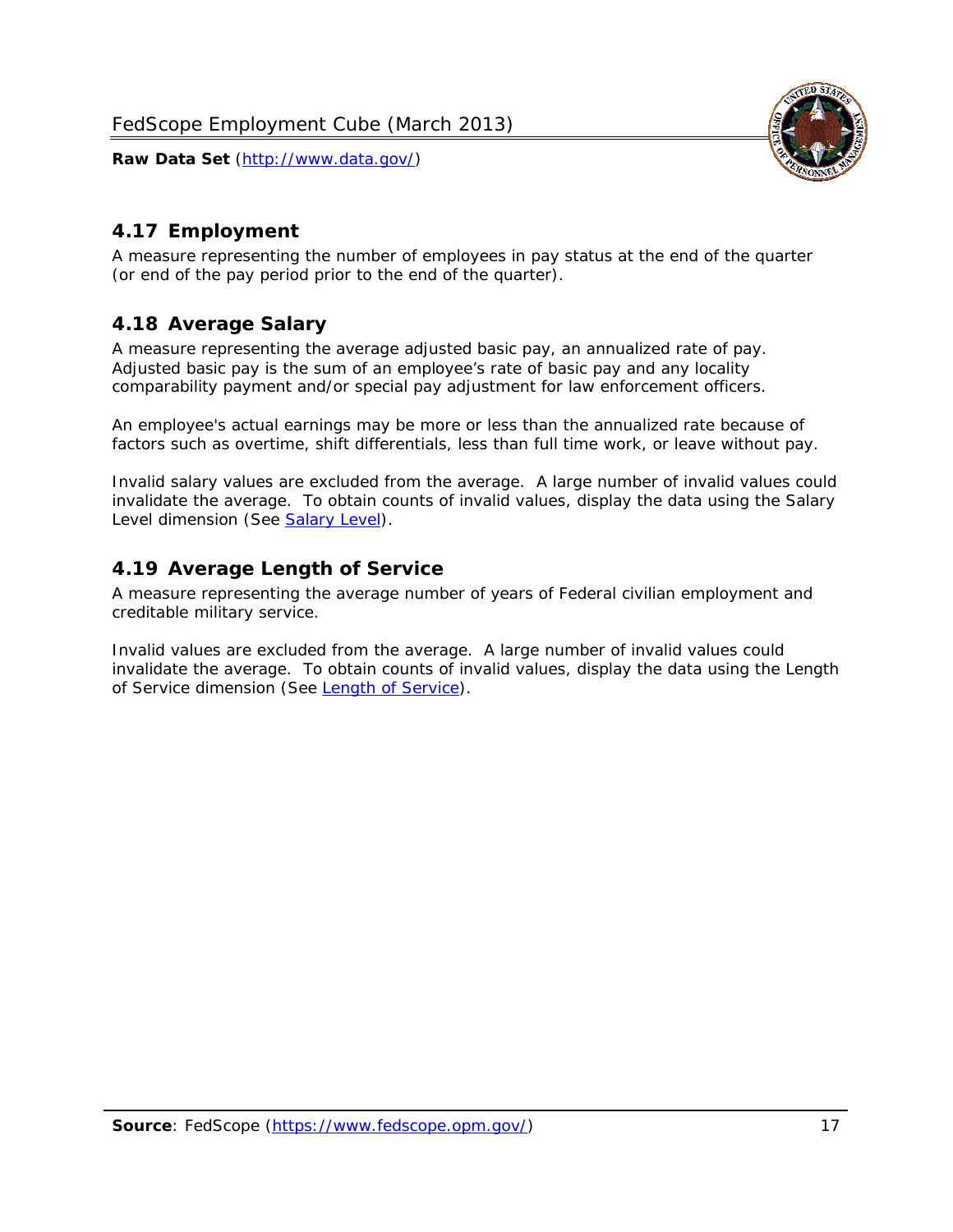## 4.17 Employment

A measure representing the number of employees in pay status at the end of the quarter (or end of the pay period prior to the end of the quarter).

## 4.18 Average Salary

A measure representing the average adjusted basic pay, an annualized rate of pay. Adjusted basic pay is the sum of an employee's rate of basic pay and any locality comparability payment and/or special pay adjustment for law enforcement officers.

An employee's actual earnings may be more or less than the annualized rate because of factors such as overtime, shift differentials, less than full time work, or leave without pay.

Invalid salary values are excluded from the average. A large number of invalid values could invalidate the average. To obtain counts of invalid values, display the data using the Salary Level dimension (See [Salary Level](#)).

## 4.19 Average Length of Service

A measure representing the average number of years of Federal civilian employment and creditable military service.

Invalid values are excluded from the average. A large number of invalid values could invalidate the average. To obtain counts of invalid values, display the data using the Length of Service dimension (See [Length of Service](#)).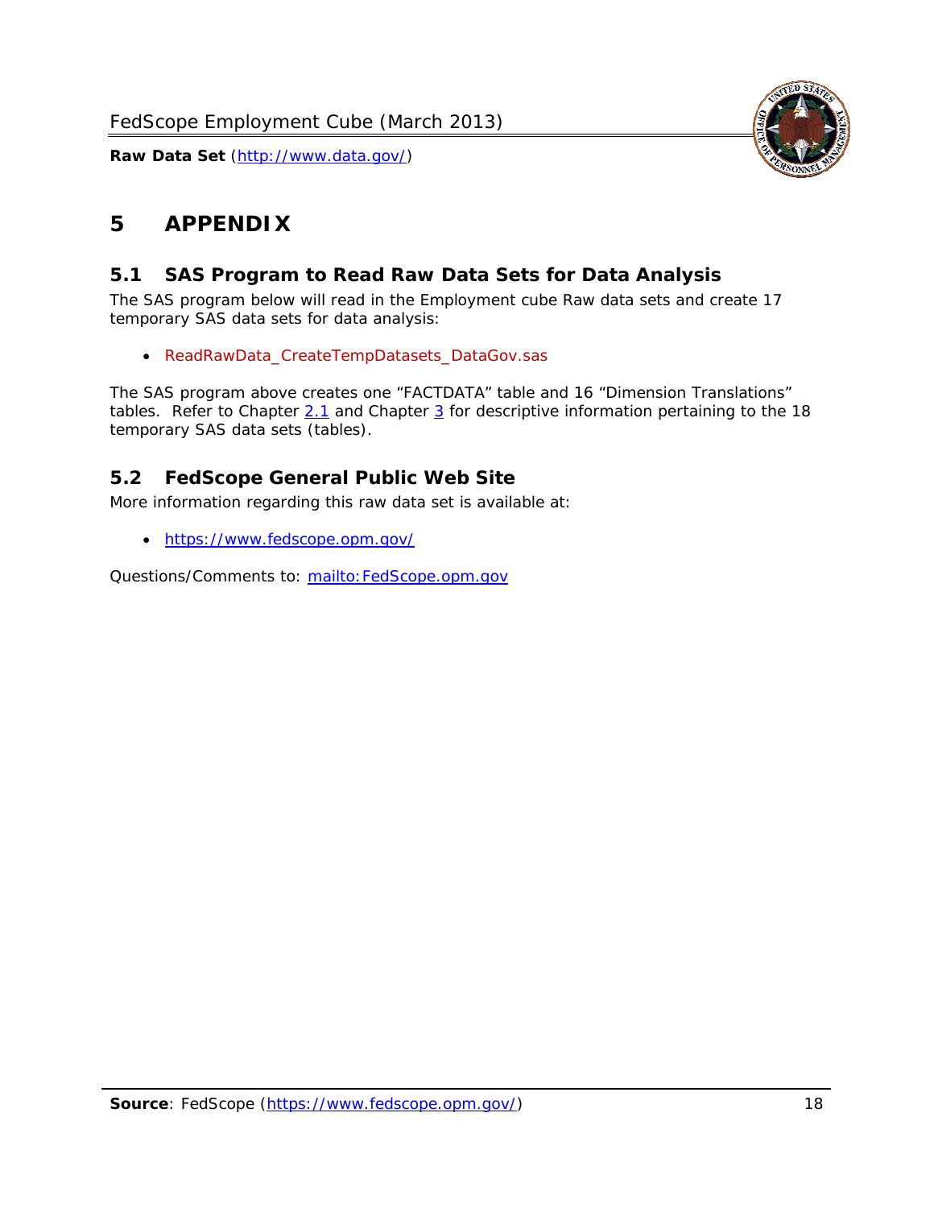# 5 APPENDIX

## 5.1 SAS Program to Read Raw Data Sets for Data Analysis

The SAS program below will read in the Employment cube Raw data sets and create 17 temporary SAS data sets for data analysis:

- ReadRawData_CreateTempDatasets_DataGov.sas

The SAS program above creates one "FACTDATA" table and 16 "Dimension Translations" tables. Refer to Chapter 2.1 and Chapter 3 for descriptive information pertaining to the 18 temporary SAS data sets (tables).

## 5.2 FedScope General Public Web Site

More information regarding this raw data set is available at:

- https://www.fedscope.opm.gov/

Questions/Comments to: mailto:FedScope.opm.gov